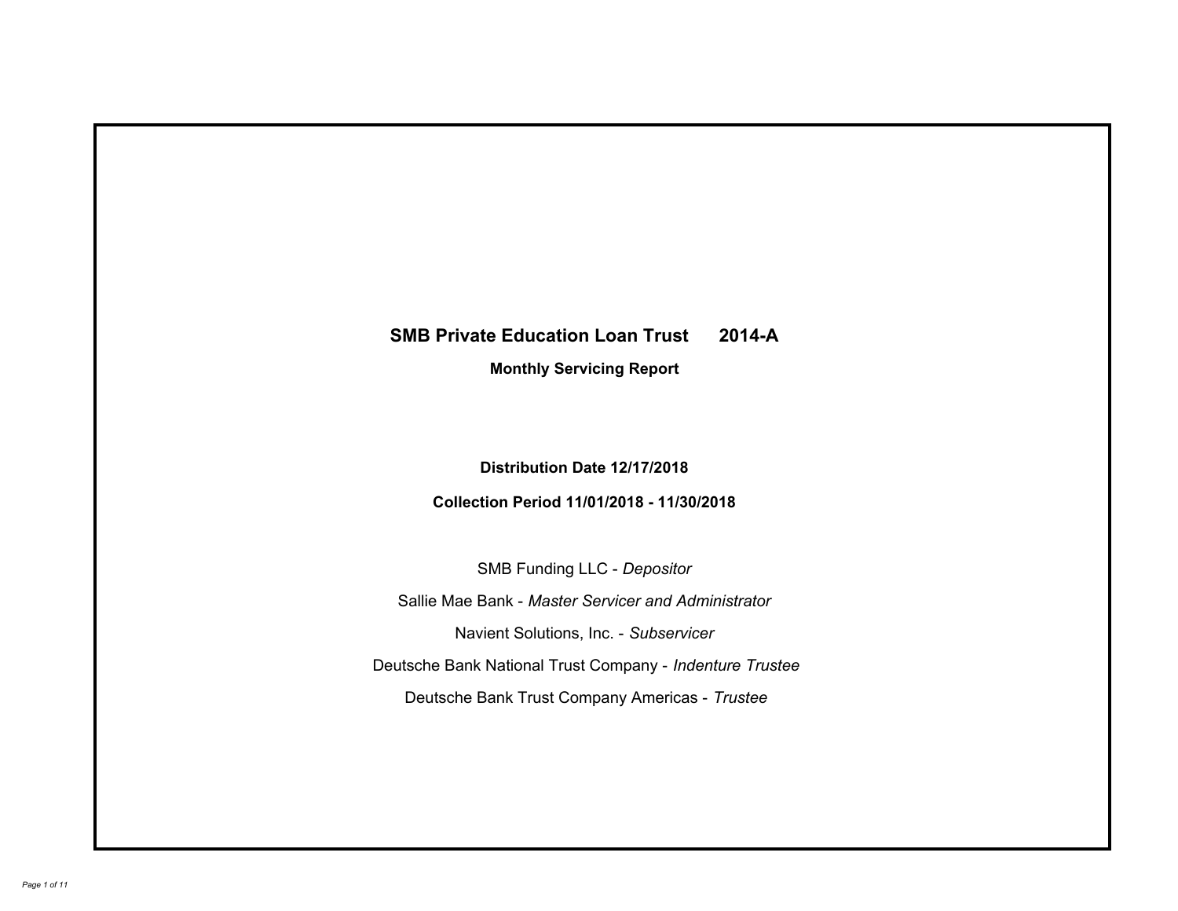# SMB Private Education Loan Trust 2014-A

## Monthly Servicing Report

**Distribution Date 12/17/2018**

**Collection Period 11/01/2018 - 11/30/2018**

SMB Funding LLC - *Depositor*

Sallie Mae Bank - *Master Servicer and Administrator*

Navient Solutions, Inc. - *Subservicer*

Deutsche Bank National Trust Company - *Indenture Trustee*

Deutsche Bank Trust Company Americas - *Trustee*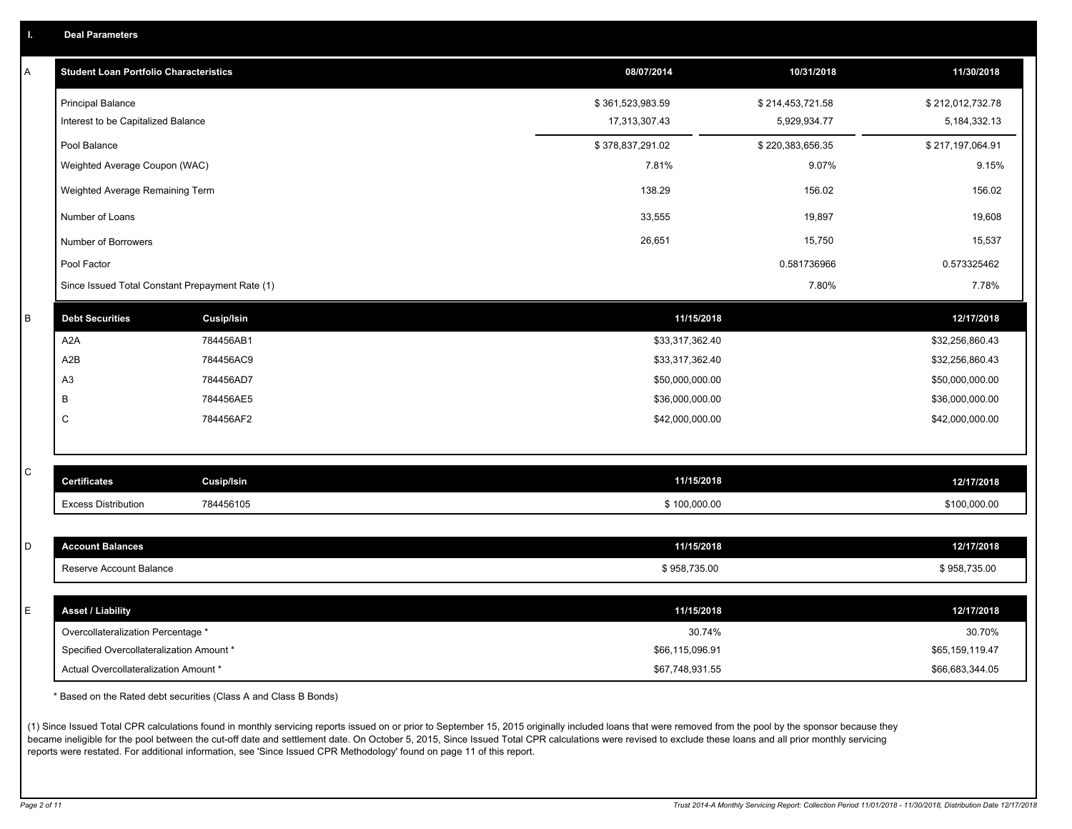## I. Deal Parameters

### A

| Student Loan Portfolio Characteristics | 08/07/2014 | 10/31/2018 | 11/30/2018 |
|---|---|---|---|
| Principal Balance | $ 361,523,983.59 | $ 214,453,721.58 | $ 212,012,732.78 |
| Interest to be Capitalized Balance | 17,313,307.43 | 5,929,934.77 | 5,184,332.13 |
| Pool Balance | $ 378,837,291.02 | $ 220,383,656.35 | $ 217,197,064.91 |
| Weighted Average Coupon (WAC) | 7.81% | 9.07% | 9.15% |
| Weighted Average Remaining Term | 138.29 | 156.02 | 156.02 |
| Number of Loans | 33,555 | 19,897 | 19,608 |
| Number of Borrowers | 26,651 | 15,750 | 15,537 |
| Pool Factor | | 0.581736966 | 0.573325462 |
| Since Issued Total Constant Prepayment Rate (1) | | 7.80% | 7.78% |

### B

| Debt Securities | Cusip/Isin | 11/15/2018 | 12/17/2018 |
|---|---|---|---|
| A2A | 784456AB1 | $33,317,362.40 | $32,256,860.43 |
| A2B | 784456AC9 | $33,317,362.40 | $32,256,860.43 |
| A3 | 784456AD7 | $50,000,000.00 | $50,000,000.00 |
| B | 784456AE5 | $36,000,000.00 | $36,000,000.00 |
| C | 784456AF2 | $42,000,000.00 | $42,000,000.00 |

### C

| Certificates | Cusip/Isin | 11/15/2018 | 12/17/2018 |
|---|---|---|---|
| Excess Distribution | 784456105 | $ 100,000.00 | $100,000.00 |

### D

| Account Balances | 11/15/2018 | 12/17/2018 |
|---|---|---|
| Reserve Account Balance | $ 958,735.00 | $ 958,735.00 |

### E

| Asset / Liability | 11/15/2018 | 12/17/2018 |
|---|---|---|
| Overcollateralization Percentage * | 30.74% | 30.70% |
| Specified Overcollateralization Amount * | $66,115,096.91 | $65,159,119.47 |
| Actual Overcollateralization Amount * | $67,748,931.55 | $66,683,344.05 |

* Based on the Rated debt securities (Class A and Class B Bonds)

(1) Since Issued Total CPR calculations found in monthly servicing reports issued on or prior to September 15, 2015 originally included loans that were removed from the pool by the sponsor because they became ineligible for the pool between the cut-off date and settlement date. On October 5, 2015, Since Issued Total CPR calculations were revised to exclude these loans and all prior monthly servicing reports were restated. For additional information, see 'Since Issued CPR Methodology' found on page 11 of this report.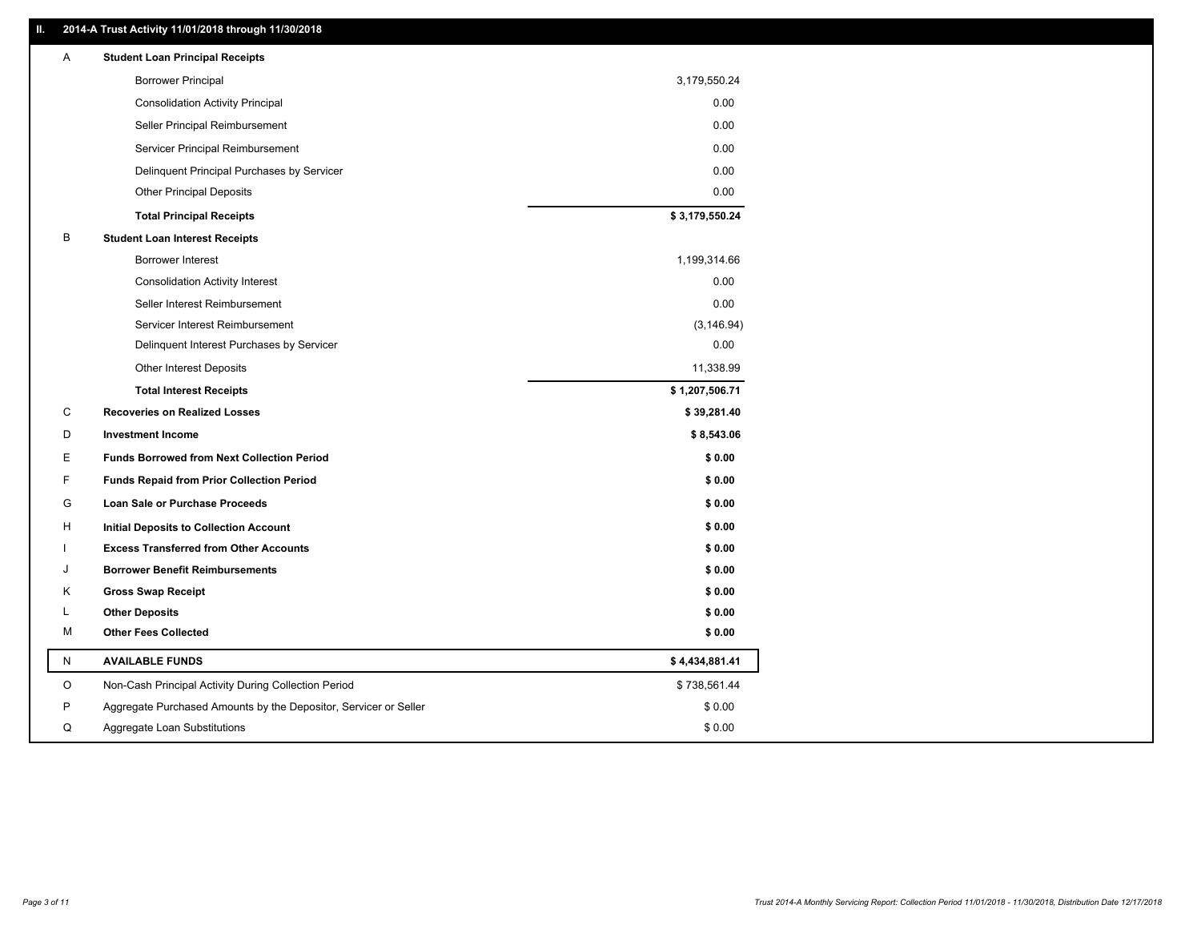## II. 2014-A Trust Activity 11/01/2018 through 11/30/2018

| | | |
|---|---|---|
| A | **Student Loan Principal Receipts** | |
| | Borrower Principal | 3,179,550.24 |
| | Consolidation Activity Principal | 0.00 |
| | Seller Principal Reimbursement | 0.00 |
| | Servicer Principal Reimbursement | 0.00 |
| | Delinquent Principal Purchases by Servicer | 0.00 |
| | Other Principal Deposits | 0.00 |
| | **Total Principal Receipts** | **$ 3,179,550.24** |
| B | **Student Loan Interest Receipts** | |
| | Borrower Interest | 1,199,314.66 |
| | Consolidation Activity Interest | 0.00 |
| | Seller Interest Reimbursement | 0.00 |
| | Servicer Interest Reimbursement | (3,146.94) |
| | Delinquent Interest Purchases by Servicer | 0.00 |
| | Other Interest Deposits | 11,338.99 |
| | **Total Interest Receipts** | **$ 1,207,506.71** |
| C | **Recoveries on Realized Losses** | **$ 39,281.40** |
| D | **Investment Income** | **$ 8,543.06** |
| E | **Funds Borrowed from Next Collection Period** | **$ 0.00** |
| F | **Funds Repaid from Prior Collection Period** | **$ 0.00** |
| G | **Loan Sale or Purchase Proceeds** | **$ 0.00** |
| H | **Initial Deposits to Collection Account** | **$ 0.00** |
| I | **Excess Transferred from Other Accounts** | **$ 0.00** |
| J | **Borrower Benefit Reimbursements** | **$ 0.00** |
| K | **Gross Swap Receipt** | **$ 0.00** |
| L | **Other Deposits** | **$ 0.00** |
| M | **Other Fees Collected** | **$ 0.00** |
| N | **AVAILABLE FUNDS** | **$ 4,434,881.41** |
| O | Non-Cash Principal Activity During Collection Period | $ 738,561.44 |
| P | Aggregate Purchased Amounts by the Depositor, Servicer or Seller | $ 0.00 |
| Q | Aggregate Loan Substitutions | $ 0.00 |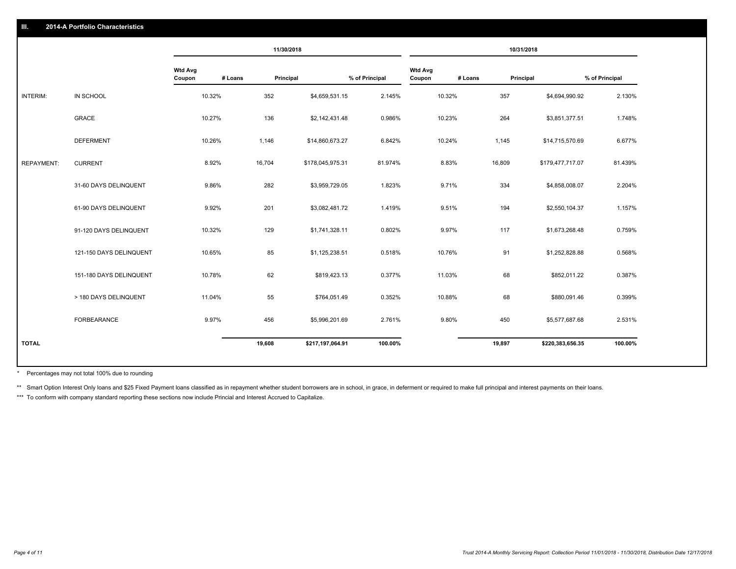## III. 2014-A Portfolio Characteristics

| | | 11/30/2018 | | | | 10/31/2018 | | | |
|---|---|---|---|---|---|---|---|---|---|
| | | Wtd Avg Coupon | # Loans | Principal | % of Principal | Wtd Avg Coupon | # Loans | Principal | % of Principal |
| INTERIM: | IN SCHOOL | 10.32% | 352 | $4,659,531.15 | 2.145% | 10.32% | 357 | $4,694,990.92 | 2.130% |
| | GRACE | 10.27% | 136 | $2,142,431.48 | 0.986% | 10.23% | 264 | $3,851,377.51 | 1.748% |
| | DEFERMENT | 10.26% | 1,146 | $14,860,673.27 | 6.842% | 10.24% | 1,145 | $14,715,570.69 | 6.677% |
| REPAYMENT: | CURRENT | 8.92% | 16,704 | $178,045,975.31 | 81.974% | 8.83% | 16,809 | $179,477,717.07 | 81.439% |
| | 31-60 DAYS DELINQUENT | 9.86% | 282 | $3,959,729.05 | 1.823% | 9.71% | 334 | $4,858,008.07 | 2.204% |
| | 61-90 DAYS DELINQUENT | 9.92% | 201 | $3,082,481.72 | 1.419% | 9.51% | 194 | $2,550,104.37 | 1.157% |
| | 91-120 DAYS DELINQUENT | 10.32% | 129 | $1,741,328.11 | 0.802% | 9.97% | 117 | $1,673,268.48 | 0.759% |
| | 121-150 DAYS DELINQUENT | 10.65% | 85 | $1,125,238.51 | 0.518% | 10.76% | 91 | $1,252,828.88 | 0.568% |
| | 151-180 DAYS DELINQUENT | 10.78% | 62 | $819,423.13 | 0.377% | 11.03% | 68 | $852,011.22 | 0.387% |
| | > 180 DAYS DELINQUENT | 11.04% | 55 | $764,051.49 | 0.352% | 10.88% | 68 | $880,091.46 | 0.399% |
| | FORBEARANCE | 9.97% | 456 | $5,996,201.69 | 2.761% | 9.80% | 450 | $5,577,687.68 | 2.531% |
| TOTAL | | | 19,608 | $217,197,064.91 | 100.00% | | 19,897 | $220,383,656.35 | 100.00% |

\* Percentages may not total 100% due to rounding

\*\* Smart Option Interest Only loans and $25 Fixed Payment loans classified as in repayment whether student borrowers are in school, in grace, in deferment or required to make full principal and interest payments on their loans.

\*\*\* To conform with company standard reporting these sections now include Princial and Interest Accrued to Capitalize.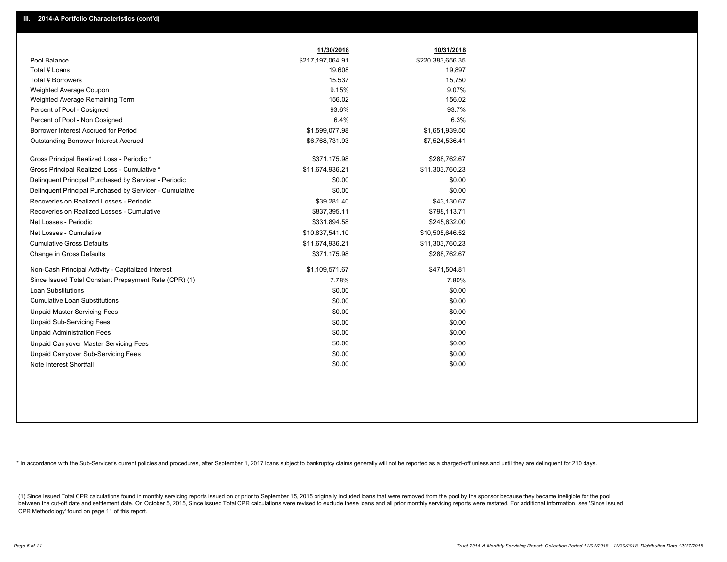## III. 2014-A Portfolio Characteristics (cont'd)

| | 11/30/2018 | 10/31/2018 |
|---|---|---|
| Pool Balance | $217,197,064.91 | $220,383,656.35 |
| Total # Loans | 19,608 | 19,897 |
| Total # Borrowers | 15,537 | 15,750 |
| Weighted Average Coupon | 9.15% | 9.07% |
| Weighted Average Remaining Term | 156.02 | 156.02 |
| Percent of Pool - Cosigned | 93.6% | 93.7% |
| Percent of Pool - Non Cosigned | 6.4% | 6.3% |
| Borrower Interest Accrued for Period | $1,599,077.98 | $1,651,939.50 |
| Outstanding Borrower Interest Accrued | $6,768,731.93 | $7,524,536.41 |
| Gross Principal Realized Loss - Periodic * | $371,175.98 | $288,762.67 |
| Gross Principal Realized Loss - Cumulative * | $11,674,936.21 | $11,303,760.23 |
| Delinquent Principal Purchased by Servicer - Periodic | $0.00 | $0.00 |
| Delinquent Principal Purchased by Servicer - Cumulative | $0.00 | $0.00 |
| Recoveries on Realized Losses - Periodic | $39,281.40 | $43,130.67 |
| Recoveries on Realized Losses - Cumulative | $837,395.11 | $798,113.71 |
| Net Losses - Periodic | $331,894.58 | $245,632.00 |
| Net Losses - Cumulative | $10,837,541.10 | $10,505,646.52 |
| Cumulative Gross Defaults | $11,674,936.21 | $11,303,760.23 |
| Change in Gross Defaults | $371,175.98 | $288,762.67 |
| Non-Cash Principal Activity - Capitalized Interest | $1,109,571.67 | $471,504.81 |
| Since Issued Total Constant Prepayment Rate (CPR) (1) | 7.78% | 7.80% |
| Loan Substitutions | $0.00 | $0.00 |
| Cumulative Loan Substitutions | $0.00 | $0.00 |
| Unpaid Master Servicing Fees | $0.00 | $0.00 |
| Unpaid Sub-Servicing Fees | $0.00 | $0.00 |
| Unpaid Administration Fees | $0.00 | $0.00 |
| Unpaid Carryover Master Servicing Fees | $0.00 | $0.00 |
| Unpaid Carryover Sub-Servicing Fees | $0.00 | $0.00 |
| Note Interest Shortfall | $0.00 | $0.00 |

* In accordance with the Sub-Servicer's current policies and procedures, after September 1, 2017 loans subject to bankruptcy claims generally will not be reported as a charged-off unless and until they are delinquent for 210 days.

(1) Since Issued Total CPR calculations found in monthly servicing reports issued on or prior to September 15, 2015 originally included loans that were removed from the pool by the sponsor because they became ineligible for the pool between the cut-off date and settlement date. On October 5, 2015, Since Issued Total CPR calculations were revised to exclude these loans and all prior monthly servicing reports were restated. For additional information, see 'Since Issued CPR Methodology' found on page 11 of this report.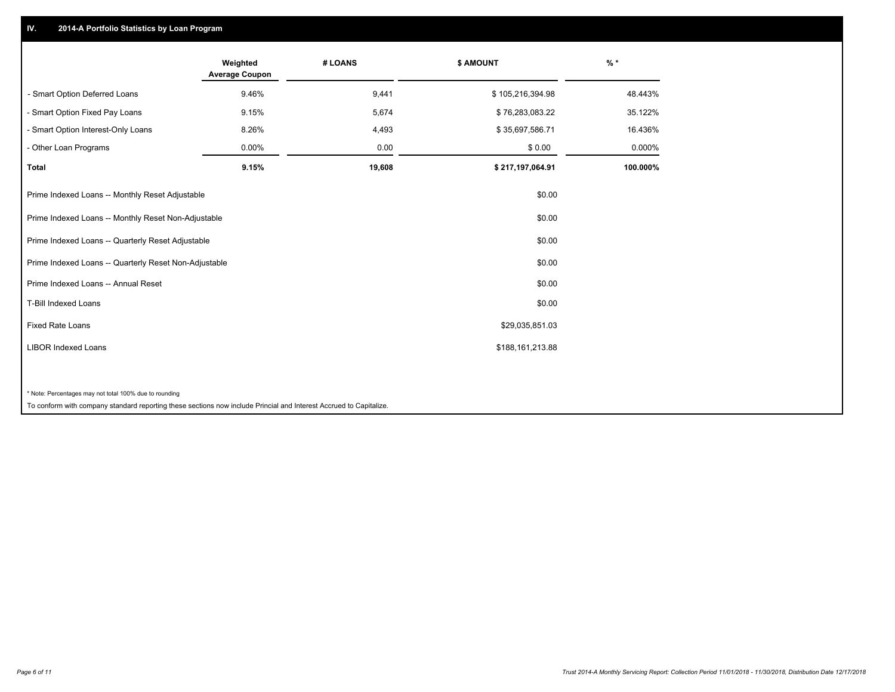## IV. 2014-A Portfolio Statistics by Loan Program

| | Weighted Average Coupon | # LOANS | $ AMOUNT | % * |
|---|---|---|---|---|
| - Smart Option Deferred Loans | 9.46% | 9,441 | $ 105,216,394.98 | 48.443% |
| - Smart Option Fixed Pay Loans | 9.15% | 5,674 | $ 76,283,083.22 | 35.122% |
| - Smart Option Interest-Only Loans | 8.26% | 4,493 | $ 35,697,586.71 | 16.436% |
| - Other Loan Programs | 0.00% | 0.00 | $ 0.00 | 0.000% |
| **Total** | **9.15%** | **19,608** | **$ 217,197,064.91** | **100.000%** |

| | $ AMOUNT |
|---|---|
| Prime Indexed Loans -- Monthly Reset Adjustable | $0.00 |
| Prime Indexed Loans -- Monthly Reset Non-Adjustable | $0.00 |
| Prime Indexed Loans -- Quarterly Reset Adjustable | $0.00 |
| Prime Indexed Loans -- Quarterly Reset Non-Adjustable | $0.00 |
| Prime Indexed Loans -- Annual Reset | $0.00 |
| T-Bill Indexed Loans | $0.00 |
| Fixed Rate Loans | $29,035,851.03 |
| LIBOR Indexed Loans | $188,161,213.88 |

* Note: Percentages may not total 100% due to rounding

To conform with company standard reporting these sections now include Princial and Interest Accrued to Capitalize.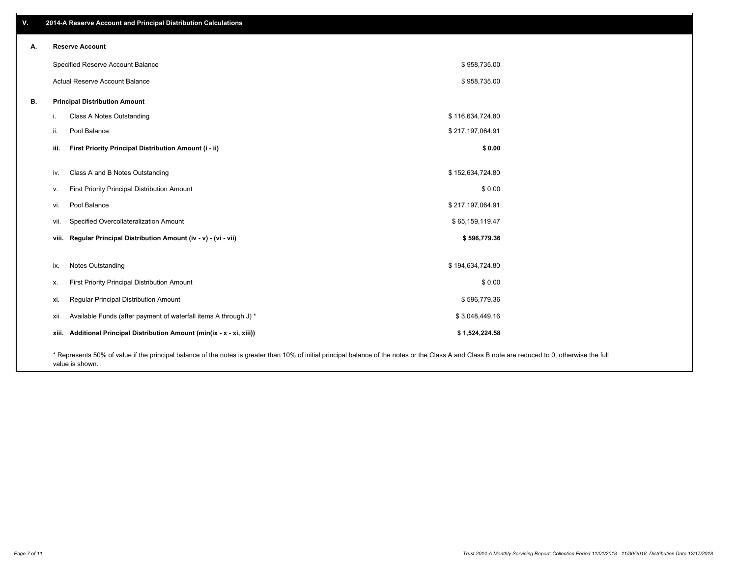## V. 2014-A Reserve Account and Principal Distribution Calculations

### A. Reserve Account

| | |
|---|---|
| Specified Reserve Account Balance | $ 958,735.00 |
| Actual Reserve Account Balance | $ 958,735.00 |

### B. Principal Distribution Amount

| | | |
|---|---|---|
| i. | Class A Notes Outstanding | $ 116,634,724.80 |
| ii. | Pool Balance | $ 217,197,064.91 |
| **iii.** | **First Priority Principal Distribution Amount (i - ii)** | **$ 0.00** |
| iv. | Class A and B Notes Outstanding | $ 152,634,724.80 |
| v. | First Priority Principal Distribution Amount | $ 0.00 |
| vi. | Pool Balance | $ 217,197,064.91 |
| vii. | Specified Overcollateralization Amount | $ 65,159,119.47 |
| **viii.** | **Regular Principal Distribution Amount (iv - v) - (vi - vii)** | **$ 596,779.36** |
| ix. | Notes Outstanding | $ 194,634,724.80 |
| x. | First Priority Principal Distribution Amount | $ 0.00 |
| xi. | Regular Principal Distribution Amount | $ 596,779.36 |
| xii. | Available Funds (after payment of waterfall items A through J) * | $ 3,048,449.16 |
| **xiii.** | **Additional Principal Distribution Amount (min(ix - x - xi, xiii))** | **$ 1,524,224.58** |

* Represents 50% of value if the principal balance of the notes is greater than 10% of initial principal balance of the notes or the Class A and Class B note are reduced to 0, otherwise the full value is shown.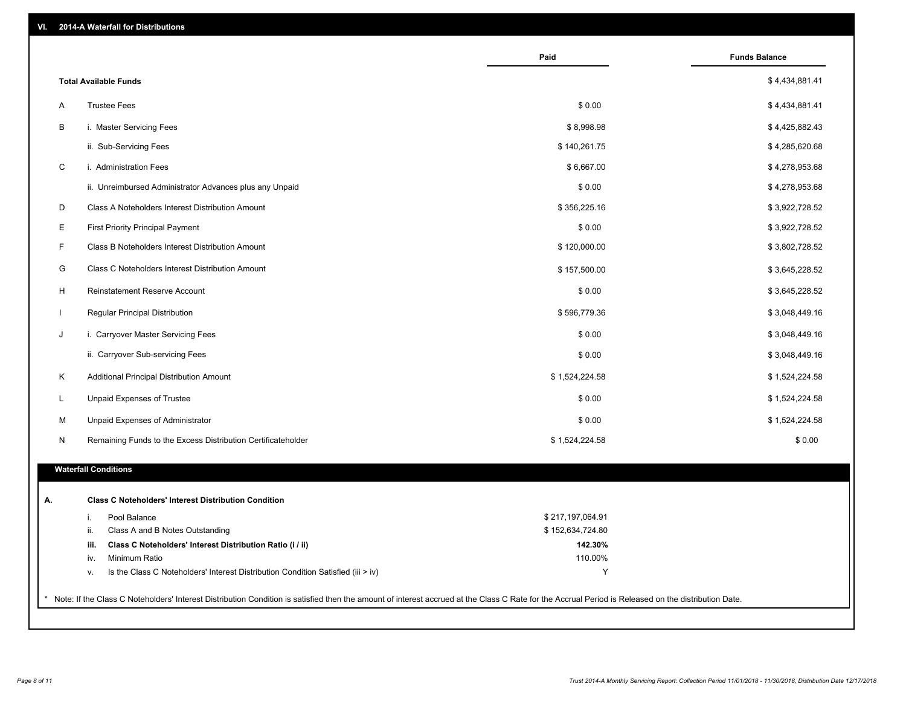## VI. 2014-A Waterfall for Distributions

| | | Paid | Funds Balance |
|---|---|---|---|
| | **Total Available Funds** | | $ 4,434,881.41 |
| A | Trustee Fees | $ 0.00 | $ 4,434,881.41 |
| B | i. Master Servicing Fees | $ 8,998.98 | $ 4,425,882.43 |
| | ii. Sub-Servicing Fees | $ 140,261.75 | $ 4,285,620.68 |
| C | i. Administration Fees | $ 6,667.00 | $ 4,278,953.68 |
| | ii. Unreimbursed Administrator Advances plus any Unpaid | $ 0.00 | $ 4,278,953.68 |
| D | Class A Noteholders Interest Distribution Amount | $ 356,225.16 | $ 3,922,728.52 |
| E | First Priority Principal Payment | $ 0.00 | $ 3,922,728.52 |
| F | Class B Noteholders Interest Distribution Amount | $ 120,000.00 | $ 3,802,728.52 |
| G | Class C Noteholders Interest Distribution Amount | $ 157,500.00 | $ 3,645,228.52 |
| H | Reinstatement Reserve Account | $ 0.00 | $ 3,645,228.52 |
| I | Regular Principal Distribution | $ 596,779.36 | $ 3,048,449.16 |
| J | i. Carryover Master Servicing Fees | $ 0.00 | $ 3,048,449.16 |
| | ii. Carryover Sub-servicing Fees | $ 0.00 | $ 3,048,449.16 |
| K | Additional Principal Distribution Amount | $ 1,524,224.58 | $ 1,524,224.58 |
| L | Unpaid Expenses of Trustee | $ 0.00 | $ 1,524,224.58 |
| M | Unpaid Expenses of Administrator | $ 0.00 | $ 1,524,224.58 |
| N | Remaining Funds to the Excess Distribution Certificateholder | $ 1,524,224.58 | $ 0.00 |

### Waterfall Conditions

**A. Class C Noteholders' Interest Distribution Condition**

| | | |
|---|---|---|
| i. | Pool Balance | $ 217,197,064.91 |
| ii. | Class A and B Notes Outstanding | $ 152,634,724.80 |
| **iii.** | **Class C Noteholders' Interest Distribution Ratio (i / ii)** | **142.30%** |
| iv. | Minimum Ratio | 110.00% |
| v. | Is the Class C Noteholders' Interest Distribution Condition Satisfied (iii > iv) | Y |

* Note: If the Class C Noteholders' Interest Distribution Condition is satisfied then the amount of interest accrued at the Class C Rate for the Accrual Period is Released on the distribution Date.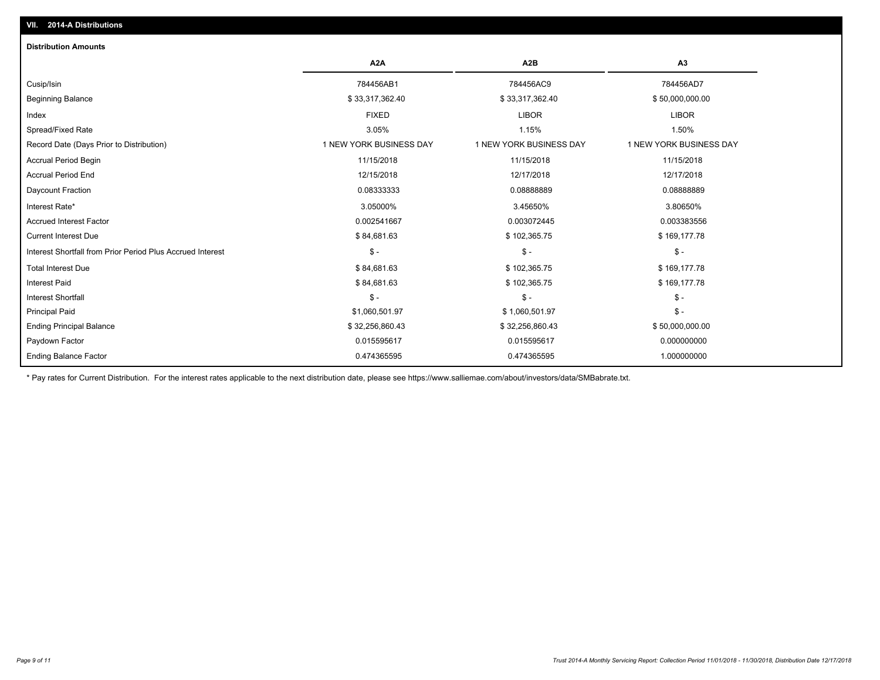## VII. 2014-A Distributions

### Distribution Amounts

| | A2A | A2B | A3 |
|---|---|---|---|
| Cusip/Isin | 784456AB1 | 784456AC9 | 784456AD7 |
| Beginning Balance | $ 33,317,362.40 | $ 33,317,362.40 | $ 50,000,000.00 |
| Index | FIXED | LIBOR | LIBOR |
| Spread/Fixed Rate | 3.05% | 1.15% | 1.50% |
| Record Date (Days Prior to Distribution) | 1 NEW YORK BUSINESS DAY | 1 NEW YORK BUSINESS DAY | 1 NEW YORK BUSINESS DAY |
| Accrual Period Begin | 11/15/2018 | 11/15/2018 | 11/15/2018 |
| Accrual Period End | 12/15/2018 | 12/17/2018 | 12/17/2018 |
| Daycount Fraction | 0.08333333 | 0.08888889 | 0.08888889 |
| Interest Rate* | 3.05000% | 3.45650% | 3.80650% |
| Accrued Interest Factor | 0.002541667 | 0.003072445 | 0.003383556 |
| Current Interest Due | $ 84,681.63 | $ 102,365.75 | $ 169,177.78 |
| Interest Shortfall from Prior Period Plus Accrued Interest | $ - | $ - | $ - |
| Total Interest Due | $ 84,681.63 | $ 102,365.75 | $ 169,177.78 |
| Interest Paid | $ 84,681.63 | $ 102,365.75 | $ 169,177.78 |
| Interest Shortfall | $ - | $ - | $ - |
| Principal Paid | $1,060,501.97 | $ 1,060,501.97 | $ - |
| Ending Principal Balance | $ 32,256,860.43 | $ 32,256,860.43 | $ 50,000,000.00 |
| Paydown Factor | 0.015595617 | 0.015595617 | 0.000000000 |
| Ending Balance Factor | 0.474365595 | 0.474365595 | 1.000000000 |

* Pay rates for Current Distribution. For the interest rates applicable to the next distribution date, please see https://www.salliemae.com/about/investors/data/SMBabrate.txt.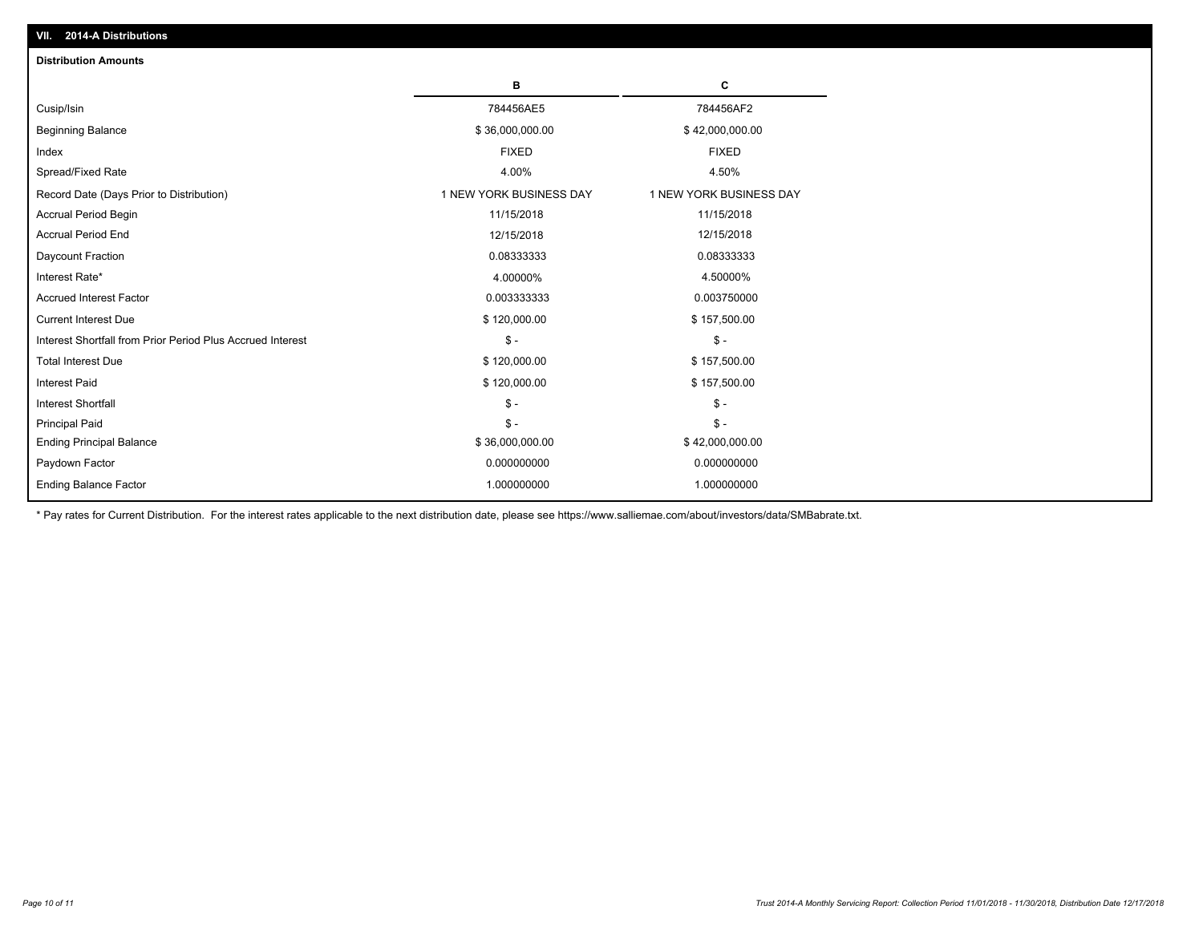## VII. 2014-A Distributions

### Distribution Amounts

| | B | C |
|---|---|---|
| Cusip/Isin | 784456AE5 | 784456AF2 |
| Beginning Balance | $ 36,000,000.00 | $ 42,000,000.00 |
| Index | FIXED | FIXED |
| Spread/Fixed Rate | 4.00% | 4.50% |
| Record Date (Days Prior to Distribution) | 1 NEW YORK BUSINESS DAY | 1 NEW YORK BUSINESS DAY |
| Accrual Period Begin | 11/15/2018 | 11/15/2018 |
| Accrual Period End | 12/15/2018 | 12/15/2018 |
| Daycount Fraction | 0.08333333 | 0.08333333 |
| Interest Rate* | 4.00000% | 4.50000% |
| Accrued Interest Factor | 0.003333333 | 0.003750000 |
| Current Interest Due | $ 120,000.00 | $ 157,500.00 |
| Interest Shortfall from Prior Period Plus Accrued Interest | $ - | $ - |
| Total Interest Due | $ 120,000.00 | $ 157,500.00 |
| Interest Paid | $ 120,000.00 | $ 157,500.00 |
| Interest Shortfall | $ - | $ - |
| Principal Paid | $ - | $ - |
| Ending Principal Balance | $ 36,000,000.00 | $ 42,000,000.00 |
| Paydown Factor | 0.000000000 | 0.000000000 |
| Ending Balance Factor | 1.000000000 | 1.000000000 |

* Pay rates for Current Distribution. For the interest rates applicable to the next distribution date, please see https://www.salliemae.com/about/investors/data/SMBabrate.txt.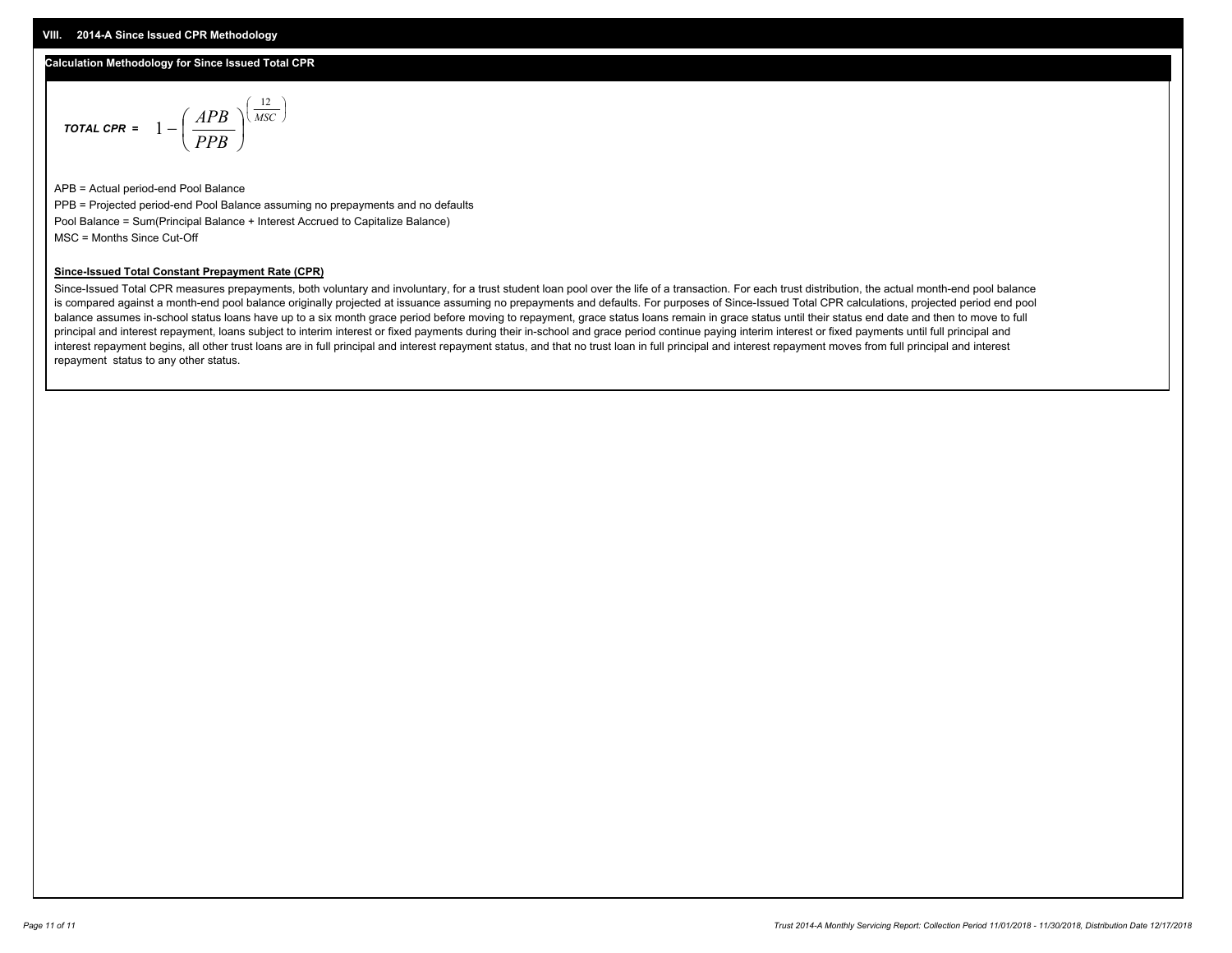## VIII. 2014-A Since Issued CPR Methodology

### Calculation Methodology for Since Issued Total CPR

$$\textit{TOTAL CPR} = 1 - \left(\frac{APB}{PPB}\right)^{\left(\frac{12}{MSC}\right)}$$

APB = Actual period-end Pool Balance

PPB = Projected period-end Pool Balance assuming no prepayments and no defaults

Pool Balance = Sum(Principal Balance + Interest Accrued to Capitalize Balance)

MSC = Months Since Cut-Off

**Since-Issued Total Constant Prepayment Rate (CPR)**

Since-Issued Total CPR measures prepayments, both voluntary and involuntary, for a trust student loan pool over the life of a transaction. For each trust distribution, the actual month-end pool balance is compared against a month-end pool balance originally projected at issuance assuming no prepayments and defaults. For purposes of Since-Issued Total CPR calculations, projected period end pool balance assumes in-school status loans have up to a six month grace period before moving to repayment, grace status loans remain in grace status until their status end date and then to move to full principal and interest repayment, loans subject to interim interest or fixed payments during their in-school and grace period continue paying interim interest or fixed payments until full principal and interest repayment begins, all other trust loans are in full principal and interest repayment status, and that no trust loan in full principal and interest repayment moves from full principal and interest repayment status to any other status.